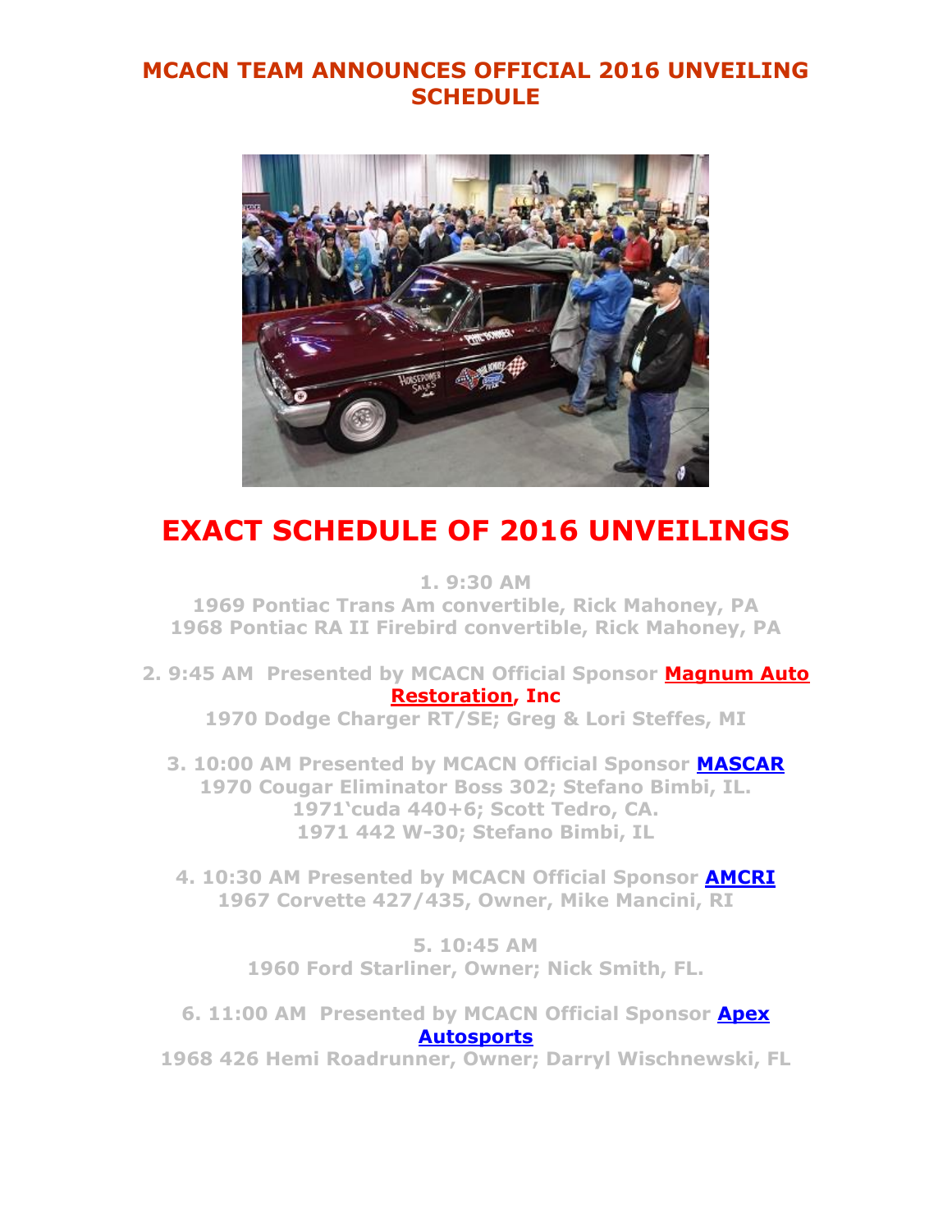# MCACN TEAM ANNOUNCES OFFICIAL 2016 UNVEILING SCHEDULE

## EXACT SCHEDULE OF 2016 UNVEILINGS

**1. 9:30 AM**
**1969 Pontiac Trans Am convertible, Rick Mahoney, PA**
**1968 Pontiac RA II Firebird convertible, Rick Mahoney, PA**

**2. 9:45 AM Presented by MCACN Official Sponsor Magnum Auto Restoration, Inc**
**1970 Dodge Charger RT/SE; Greg & Lori Steffes, MI**

**3. 10:00 AM Presented by MCACN Official Sponsor MASCAR**
**1970 Cougar Eliminator Boss 302; Stefano Bimbi, IL.**
**1971'cuda 440+6; Scott Tedro, CA.**
**1971 442 W-30; Stefano Bimbi, IL**

**4. 10:30 AM Presented by MCACN Official Sponsor AMCRI**
**1967 Corvette 427/435, Owner, Mike Mancini, RI**

**5. 10:45 AM**
**1960 Ford Starliner, Owner; Nick Smith, FL.**

**6. 11:00 AM Presented by MCACN Official Sponsor Apex Autosports**
**1968 426 Hemi Roadrunner, Owner; Darryl Wischnewski, FL**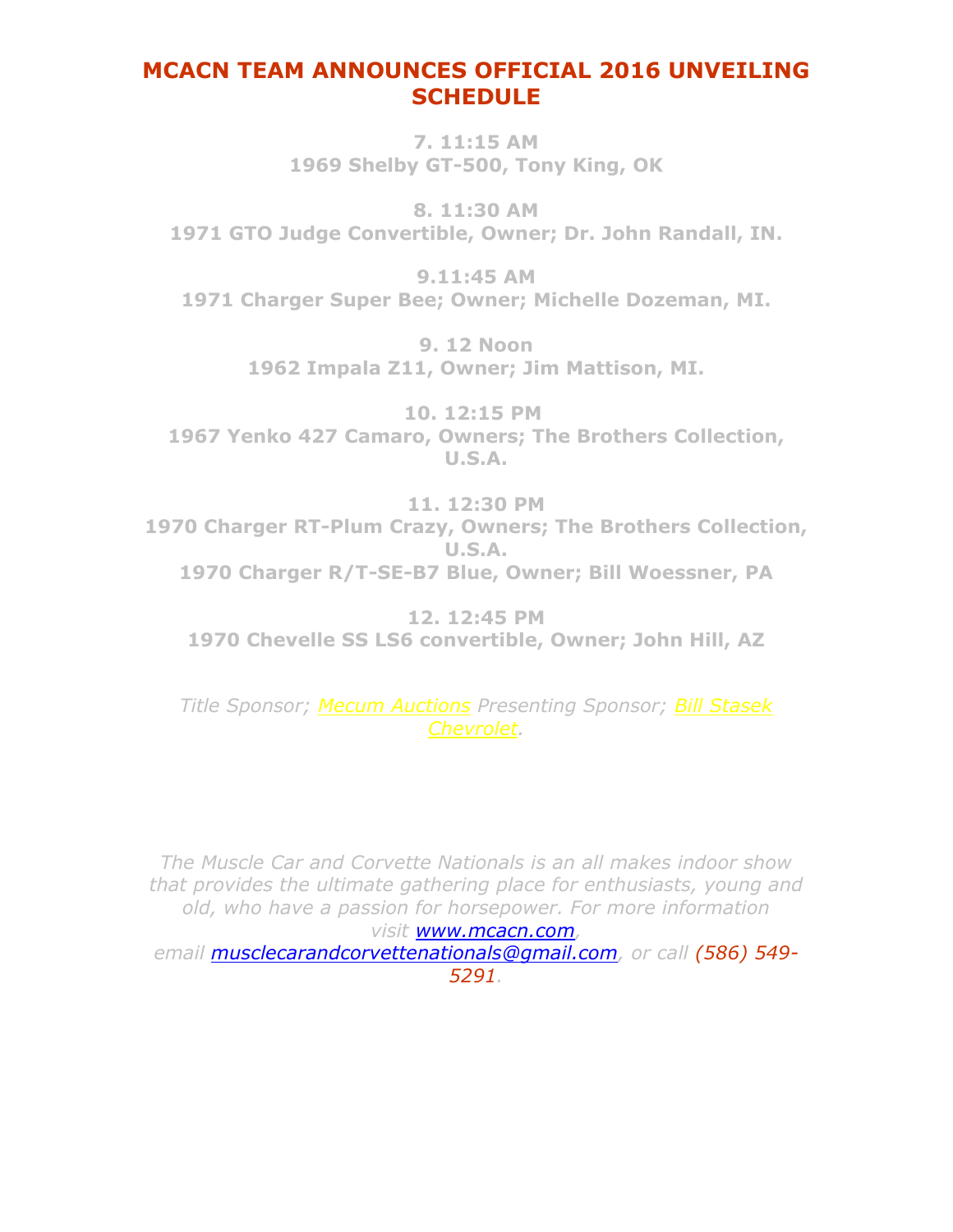# MCACN TEAM ANNOUNCES OFFICIAL 2016 UNVEILING SCHEDULE

**7. 11:15 AM**
**1969 Shelby GT-500, Tony King, OK**

**8. 11:30 AM**
**1971 GTO Judge Convertible, Owner; Dr. John Randall, IN.**

**9.11:45 AM**
**1971 Charger Super Bee; Owner; Michelle Dozeman, MI.**

**9. 12 Noon**
**1962 Impala Z11, Owner; Jim Mattison, MI.**

**10. 12:15 PM**
**1967 Yenko 427 Camaro, Owners; The Brothers Collection, U.S.A.**

**11. 12:30 PM**
**1970 Charger RT-Plum Crazy, Owners; The Brothers Collection, U.S.A.**
**1970 Charger R/T-SE-B7 Blue, Owner; Bill Woessner, PA**

**12. 12:45 PM**
**1970 Chevelle SS LS6 convertible, Owner; John Hill, AZ**

*Title Sponsor; Mecum Auctions Presenting Sponsor; Bill Stasek Chevrolet.*

*The Muscle Car and Corvette Nationals is an all makes indoor show that provides the ultimate gathering place for enthusiasts, young and old, who have a passion for horsepower. For more information visit www.mcacn.com, email musclecarandcorvettenationals@gmail.com, or call (586) 549-5291.*